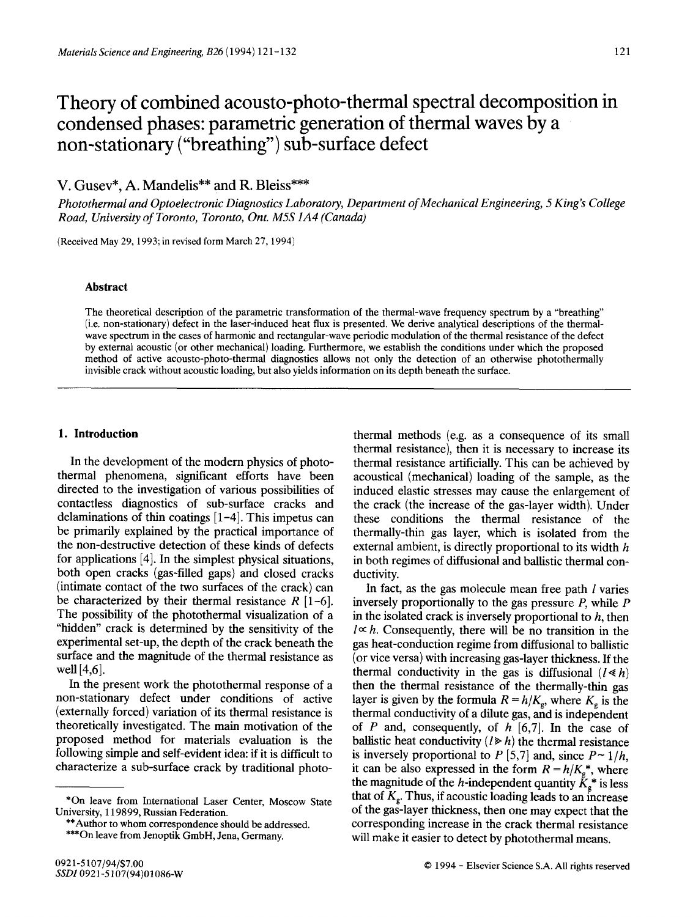# Theory of combined acousto-photo-thermal spectral decomposition in condensed phases: parametric generation of thermal waves by a non-stationary ("breathing") sub-surface defect

V. Gusev*, A. Mandelis** and R. Bleiss***

*Photothermal and Optoelectronic Diagnostics Laboratory, Department of Mechanical Engineering, 5 King's College Road, University of Toronto, Toronto, Ont. M5S 1A4 (Canada)*

(Received May 29, 1993; in revised form March 27, 1994)

### Abstract

The theoretical description of the parametric transformation of the thermal-wave frequency spectrum by a "breathing" (i.e. non-stationary) defect in the laser-induced heat flux is presented. We derive analytical descriptions of the thermal-wave spectrum in the cases of harmonic and rectangular-wave periodic modulation of the thermal resistance of the defect by external acoustic (or other mechanical) loading. Furthermore, we establish the conditions under which the proposed method of active acousto-photo-thermal diagnostics allows not only the detection of an otherwise photothermally invisible crack without acoustic loading, but also yields information on its depth beneath the surface.

## 1. Introduction

In the development of the modern physics of photothermal phenomena, significant efforts have been directed to the investigation of various possibilities of contactless diagnostics of sub-surface cracks and delaminations of thin coatings [1-4]. This impetus can be primarily explained by the practical importance of the non-destructive detection of these kinds of defects for applications [4]. In the simplest physical situations, both open cracks (gas-filled gaps) and closed cracks (intimate contact of the two surfaces of the crack) can be characterized by their thermal resistance $R$ [1-6]. The possibility of the photothermal visualization of a "hidden" crack is determined by the sensitivity of the experimental set-up, the depth of the crack beneath the surface and the magnitude of the thermal resistance as well [4,6].

In the present work the photothermal response of a non-stationary defect under conditions of active (externally forced) variation of its thermal resistance is theoretically investigated. The main motivation of the proposed method for materials evaluation is the following simple and self-evident idea: if it is difficult to characterize a sub-surface crack by traditional photothermal methods (e.g. as a consequence of its small thermal resistance), then it is necessary to increase its thermal resistance artificially. This can be achieved by acoustical (mechanical) loading of the sample, as the induced elastic stresses may cause the enlargement of the crack (the increase of the gas-layer width). Under these conditions the thermal resistance of the thermally-thin gas layer, which is isolated from the external ambient, is directly proportional to its width $h$ in both regimes of diffusional and ballistic thermal conductivity.

In fact, as the gas molecule mean free path $l$ varies inversely proportionally to the gas pressure $P$, while $P$ in the isolated crack is inversely proportional to $h$, then $l \propto h$. Consequently, there will be no transition in the gas heat-conduction regime from diffusional to ballistic (or vice versa) with increasing gas-layer thickness. If the thermal conductivity in the gas is diffusional ($l \ll h$) then the thermal resistance of the thermally-thin gas layer is given by the formula $R = h/K_g$, where $K_g$ is the thermal conductivity of a dilute gas, and is independent of $P$ and, consequently, of $h$ [6,7]. In the case of ballistic heat conductivity ($l \gg h$) the thermal resistance is inversely proportional to $P$ [5,7] and, since $P \sim 1/h$, it can be also expressed in the form $R = h/K_g^*$, where the magnitude of the $h$-independent quantity $K_g^*$ is less that of $K_g$. Thus, if acoustic loading leads to an increase of the gas-layer thickness, then one may expect that the corresponding increase in the crack thermal resistance will make it easier to detect by photothermal means.

*On leave from International Laser Center, Moscow State University, 119899, Russian Federation.

**Author to whom correspondence should be addressed.

***On leave from Jenoptik GmbH, Jena, Germany.

0921-5107/94/$7.00
SSDI 0921-5107(94)01086-W

© 1994 - Elsevier Science S.A. All rights reserved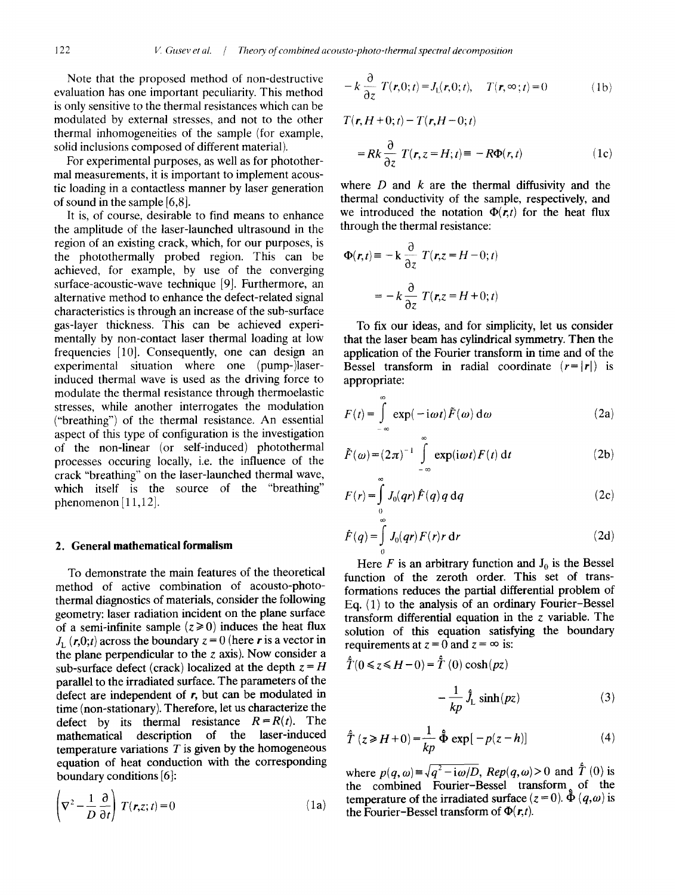Note that the proposed method of non-destructive evaluation has one important peculiarity. This method is only sensitive to the thermal resistances which can be modulated by external stresses, and not to the other thermal inhomogeneities of the sample (for example, solid inclusions composed of different material).

For experimental purposes, as well as for photothermal measurements, it is important to implement acoustic loading in a contactless manner by laser generation of sound in the sample [6,8].

It is, of course, desirable to find means to enhance the amplitude of the laser-launched ultrasound in the region of an existing crack, which, for our purposes, is the photothermally probed region. This can be achieved, for example, by use of the converging surface-acoustic-wave technique [9]. Furthermore, an alternative method to enhance the defect-related signal characteristics is through an increase of the sub-surface gas-layer thickness. This can be achieved experimentally by non-contact laser thermal loading at low frequencies [10]. Consequently, one can design an experimental situation where one (pump-)laser-induced thermal wave is used as the driving force to modulate the thermal resistance through thermoelastic stresses, while another interrogates the modulation ("breathing") of the thermal resistance. An essential aspect of this type of configuration is the investigation of the non-linear (or self-induced) photothermal processes occuring locally, i.e. the influence of the crack "breathing" on the laser-launched thermal wave, which itself is the source of the "breathing" phenomenon [11,12].

## 2. General mathematical formalism

To demonstrate the main features of the theoretical method of active combination of acousto-photo-thermal diagnostics of materials, consider the following geometry: laser radiation incident on the plane surface of a semi-infinite sample ($z \geqslant 0$) induces the heat flux $J_L(\mathbf{r},0;t)$ across the boundary $z=0$ (here $\mathbf{r}$ is a vector in the plane perpendicular to the $z$ axis). Now consider a sub-surface defect (crack) localized at the depth $z=H$ parallel to the irradiated surface. The parameters of the defect are independent of $\mathbf{r}$, but can be modulated in time (non-stationary). Therefore, let us characterize the defect by its thermal resistance $R=R(t)$. The mathematical description of the laser-induced temperature variations $T$ is given by the homogeneous equation of heat conduction with the corresponding boundary conditions [6]:

$$\left(\nabla^2 - \frac{1}{D}\frac{\partial}{\partial t}\right) T(\mathbf{r},z;t) = 0 \tag{1a}$$

$$-k\frac{\partial}{\partial z} T(\mathbf{r},0;t) = J_L(\mathbf{r},0;t), \quad T(\mathbf{r},\infty;t) = 0 \tag{1b}$$

$$T(\mathbf{r},H+0;t) - T(\mathbf{r},H-0;t)$$
$$= Rk\frac{\partial}{\partial z} T(\mathbf{r},z=H;t) \equiv -R\Phi(\mathbf{r},t) \tag{1c}$$

where $D$ and $k$ are the thermal diffusivity and the thermal conductivity of the sample, respectively, and we introduced the notation $\Phi(\mathbf{r},t)$ for the heat flux through the thermal resistance:

$$\Phi(\mathbf{r},t) \equiv -k\frac{\partial}{\partial z} T(\mathbf{r},z=H-0;t)$$
$$= -k\frac{\partial}{\partial z} T(\mathbf{r},z=H+0;t)$$

To fix our ideas, and for simplicity, let us consider that the laser beam has cylindrical symmetry. Then the application of the Fourier transform in time and of the Bessel transform in radial coordinate ($r=|\mathbf{r}|$) is appropriate:

$$F(t) = \int_{-\infty}^{\infty} \exp(-\mathrm{i}\omega t)\tilde{F}(\omega)\,\mathrm{d}\omega \tag{2a}$$

$$\tilde{F}(\omega) = (2\pi)^{-1}\int_{-\infty}^{\infty} \exp(\mathrm{i}\omega t)F(t)\,\mathrm{d}t \tag{2b}$$

$$F(r) = \int_0^{\infty} J_0(qr)\hat{F}(q)\,q\,\mathrm{d}q \tag{2c}$$

$$\hat{F}(q) = \int_0^{\infty} J_0(qr)F(r)\,r\,\mathrm{d}r \tag{2d}$$

Here $F$ is an arbitrary function and $J_0$ is the Bessel function of the zeroth order. This set of transformations reduces the partial differential problem of Eq. (1) to the analysis of an ordinary Fourier–Bessel transform differential equation in the $z$ variable. The solution of this equation satisfying the boundary requirements at $z=0$ and $z=\infty$ is:

$$\hat{\tilde{T}}(0 \leqslant z \leqslant H-0) = \hat{\tilde{T}}(0)\cosh(pz)$$
$$-\frac{1}{kp}\hat{\tilde{J}}_L\sinh(pz) \tag{3}$$

$$\hat{\tilde{T}}(z \geqslant H+0) = \frac{1}{kp}\hat{\tilde{\Phi}}\exp[-p(z-h)] \tag{4}$$

where $p(q,\omega) \equiv \sqrt{q^2 - \mathrm{i}\omega/D}$, $\mathrm{Re}\,p(q,\omega) > 0$ and $\hat{\tilde{T}}(0)$ is the combined Fourier–Bessel transform of the temperature of the irradiated surface ($z=0$). $\hat{\tilde{\Phi}}(q,\omega)$ is the Fourier–Bessel transform of $\Phi(\mathbf{r},t)$.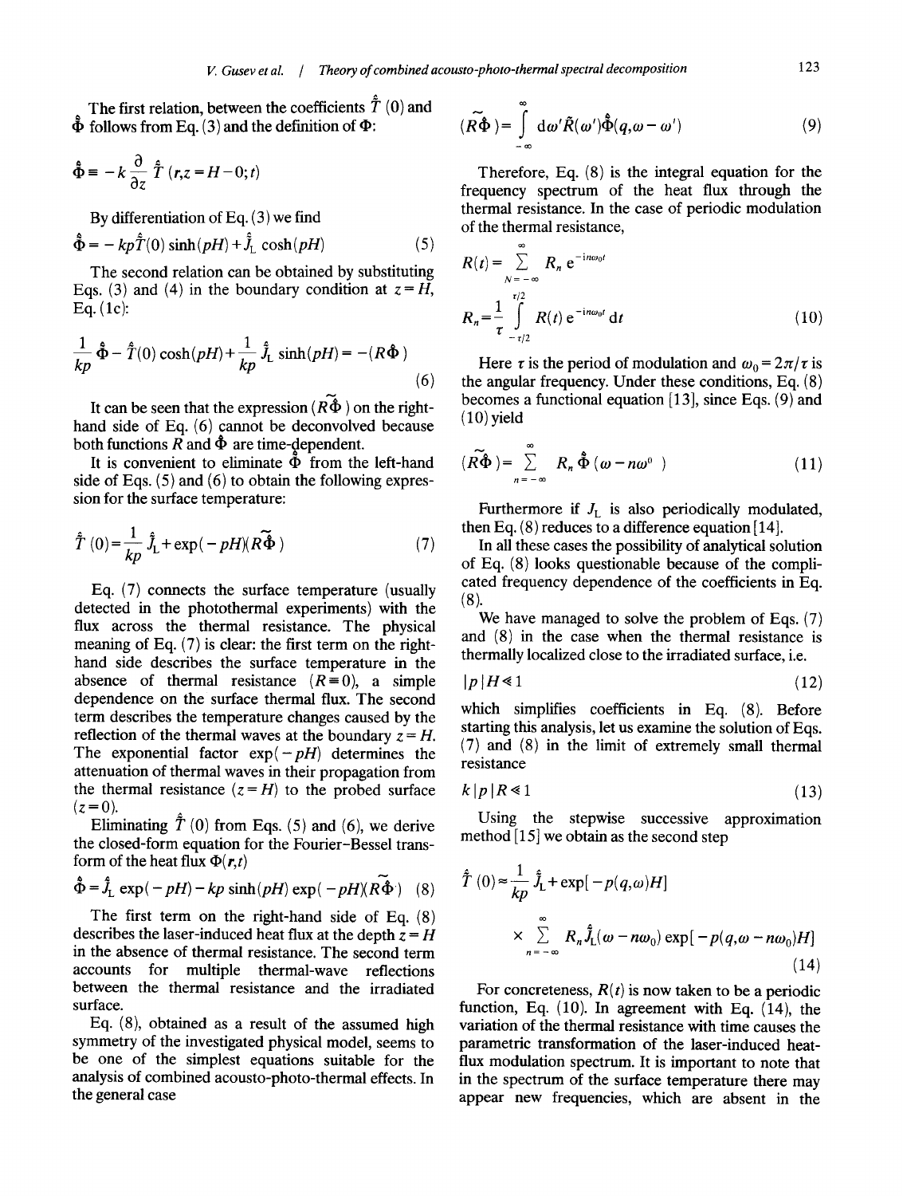The first relation, between the coefficients $\hat{T}(0)$ and $\hat{\Phi}$ follows from Eq. (3) and the definition of $\Phi$:

$$\hat{\Phi} \equiv -k \frac{\partial}{\partial z} \hat{T}(r, z = H - 0; t)$$

By differentiation of Eq. (3) we find

$$\hat{\Phi} = -kp\hat{T}(0) \sinh(pH) + \hat{J}_L \cosh(pH) \tag{5}$$

The second relation can be obtained by substituting Eqs. (3) and (4) in the boundary condition at $z = H$, Eq. (1c):

$$\frac{1}{kp}\hat{\Phi} - \hat{T}(0)\cosh(pH) + \frac{1}{kp}\hat{J}_L \sinh(pH) = -(\widetilde{R\hat{\Phi}}) \tag{6}$$

It can be seen that the expression $(\widetilde{R\hat{\Phi}})$ on the right-hand side of Eq. (6) cannot be deconvolved because both functions $R$ and $\Phi$ are time-dependent.

It is convenient to eliminate $\hat{\Phi}$ from the left-hand side of Eqs. (5) and (6) to obtain the following expression for the surface temperature:

$$\hat{T}(0) = \frac{1}{kp}\hat{J}_L + \exp(-pH)(\widetilde{R\hat{\Phi}}) \tag{7}$$

Eq. (7) connects the surface temperature (usually detected in the photothermal experiments) with the flux across the thermal resistance. The physical meaning of Eq. (7) is clear: the first term on the right-hand side describes the surface temperature in the absence of thermal resistance ($R \equiv 0$), a simple dependence on the surface thermal flux. The second term describes the temperature changes caused by the reflection of the thermal waves at the boundary $z = H$. The exponential factor $\exp(-pH)$ determines the attenuation of thermal waves in their propagation from the thermal resistance ($z = H$) to the probed surface ($z = 0$).

Eliminating $\hat{T}(0)$ from Eqs. (5) and (6), we derive the closed-form equation for the Fourier-Bessel transform of the heat flux $\Phi(r,t)$

$$\hat{\Phi} = \hat{J}_L \exp(-pH) - kp \sinh(pH)\exp(-pH)(\widetilde{R\hat{\Phi}}) \tag{8}$$

The first term on the right-hand side of Eq. (8) describes the laser-induced heat flux at the depth $z = H$ in the absence of thermal resistance. The second term accounts for multiple thermal-wave reflections between the thermal resistance and the irradiated surface.

Eq. (8), obtained as a result of the assumed high symmetry of the investigated physical model, seems to be one of the simplest equations suitable for the analysis of combined acousto-photo-thermal effects. In the general case

$$(\widetilde{R\hat{\Phi}}) = \int_{-\infty}^{\infty} \mathrm{d}\omega' \tilde{R}(\omega')\hat{\Phi}(q, \omega - \omega') \tag{9}$$

Therefore, Eq. (8) is the integral equation for the frequency spectrum of the heat flux through the thermal resistance. In the case of periodic modulation of the thermal resistance,

$$R(t) = \sum_{N=-\infty}^{\infty} R_n \, \mathrm{e}^{-\mathrm{i}n\omega_0 t}$$

$$R_n = \frac{1}{\tau}\int_{-\tau/2}^{\tau/2} R(t)\, \mathrm{e}^{-\mathrm{i}n\omega_0 t}\, \mathrm{d}t \tag{10}$$

Here $\tau$ is the period of modulation and $\omega_0 = 2\pi/\tau$ is the angular frequency. Under these conditions, Eq. (8) becomes a functional equation [13], since Eqs. (9) and (10) yield

$$(\widetilde{R\hat{\Phi}}) = \sum_{n=-\infty}^{\infty} R_n \hat{\Phi}(\omega - n\omega^0) \tag{11}$$

Furthermore if $J_L$ is also periodically modulated, then Eq. (8) reduces to a difference equation [14].

In all these cases the possibility of analytical solution of Eq. (8) looks questionable because of the complicated frequency dependence of the coefficients in Eq. (8).

We have managed to solve the problem of Eqs. (7) and (8) in the case when the thermal resistance is thermally localized close to the irradiated surface, i.e.

$$|p|H \ll 1 \tag{12}$$

which simplifies coefficients in Eq. (8). Before starting this analysis, let us examine the solution of Eqs. (7) and (8) in the limit of extremely small thermal resistance

$$k|p|R \ll 1 \tag{13}$$

Using the stepwise successive approximation method [15] we obtain as the second step

$$\hat{T}(0) \approx \frac{1}{kp}\hat{J}_L + \exp[-p(q,\omega)H] \times \sum_{n=-\infty}^{\infty} R_n \hat{J}_L(\omega - n\omega_0)\exp[-p(q, \omega - n\omega_0)H] \tag{14}$$

For concreteness, $R(t)$ is now taken to be a periodic function, Eq. (10). In agreement with Eq. (14), the variation of the thermal resistance with time causes the parametric transformation of the laser-induced heat-flux modulation spectrum. It is important to note that in the spectrum of the surface temperature there may appear new frequencies, which are absent in the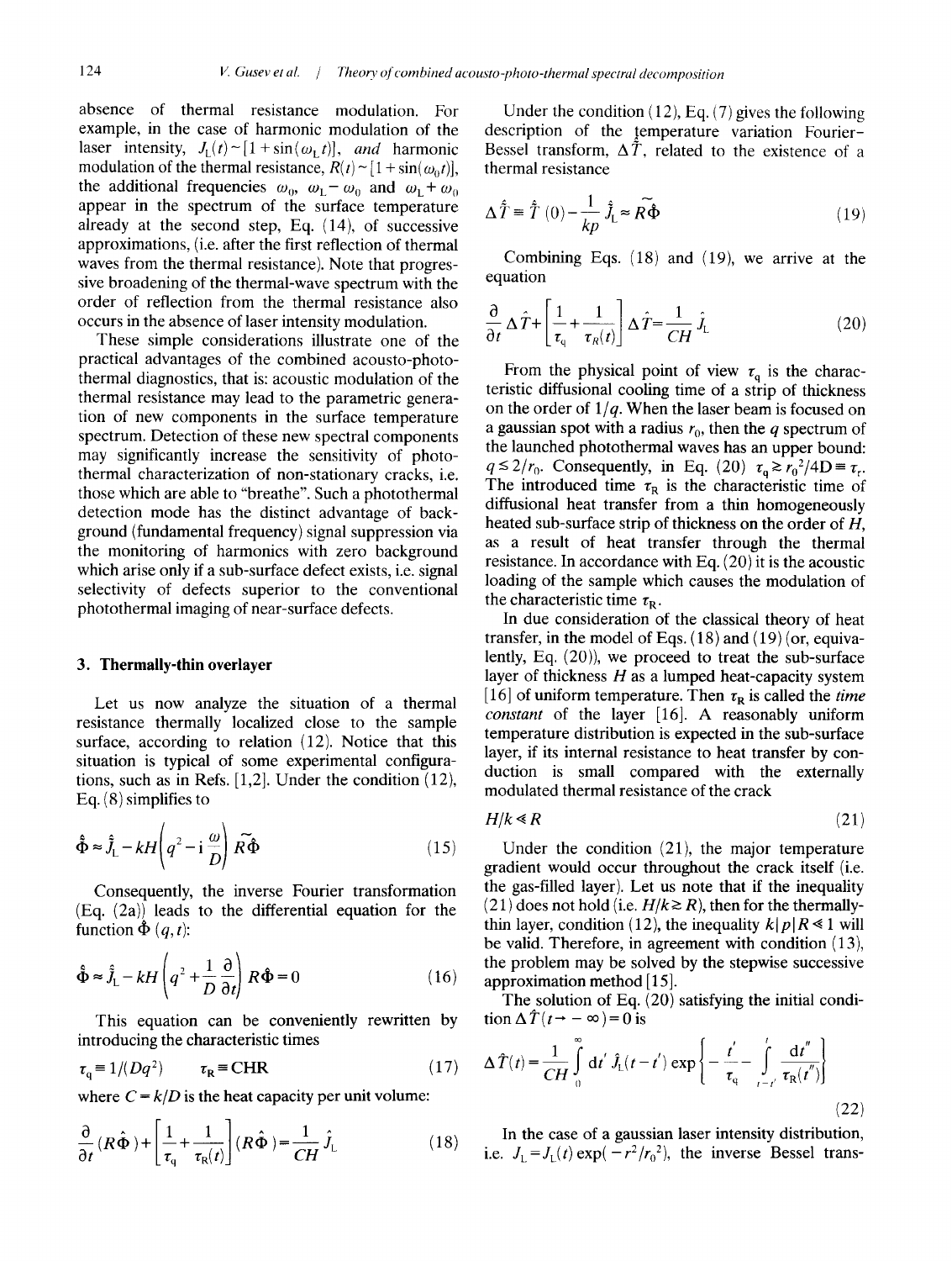absence of thermal resistance modulation. For example, in the case of harmonic modulation of the laser intensity, $J_L(t) \sim [1+\sin(\omega_L t)]$, *and* harmonic modulation of the thermal resistance, $R(t) \sim [1+\sin(\omega_0 t)]$, the additional frequencies $\omega_0$, $\omega_L - \omega_0$ and $\omega_L + \omega_0$ appear in the spectrum of the surface temperature already at the second step, Eq. (14), of successive approximations, (i.e. after the first reflection of thermal waves from the thermal resistance). Note that progressive broadening of the thermal-wave spectrum with the order of reflection from the thermal resistance also occurs in the absence of laser intensity modulation.

These simple considerations illustrate one of the practical advantages of the combined acousto-photo-thermal diagnostics, that is: acoustic modulation of the thermal resistance may lead to the parametric generation of new components in the surface temperature spectrum. Detection of these new spectral components may significantly increase the sensitivity of photothermal characterization of non-stationary cracks, i.e. those which are able to "breathe". Such a photothermal detection mode has the distinct advantage of background (fundamental frequency) signal suppression via the monitoring of harmonics with zero background which arise only if a sub-surface defect exists, i.e. signal selectivity of defects superior to the conventional photothermal imaging of near-surface defects.

## 3. Thermally-thin overlayer

Let us now analyze the situation of a thermal resistance thermally localized close to the sample surface, according to relation (12). Notice that this situation is typical of some experimental configurations, such as in Refs. [1,2]. Under the condition (12), Eq. (8) simplifies to

$$\hat{\Phi} \approx \hat{J}_L - kH\left(q^2 - i\frac{\omega}{D}\right)\widetilde{R\Phi} \tag{15}$$

Consequently, the inverse Fourier transformation (Eq. (2a)) leads to the differential equation for the function $\hat{\Phi}(q,t)$:

$$\hat{\Phi} \approx \hat{J}_L - kH\left(q^2 + \frac{1}{D}\frac{\partial}{\partial t}\right)R\hat{\Phi} = 0 \tag{16}$$

This equation can be conveniently rewritten by introducing the characteristic times

$$\tau_q \equiv 1/(Dq^2) \qquad \tau_R \equiv CHR \tag{17}$$

where $C = k/D$ is the heat capacity per unit volume:

$$\frac{\partial}{\partial t}(R\hat{\Phi}) + \left[\frac{1}{\tau_q} + \frac{1}{\tau_R(t)}\right](R\hat{\Phi}) = \frac{1}{CH}\hat{J}_L \tag{18}$$

Under the condition (12), Eq. (7) gives the following description of the temperature variation Fourier–Bessel transform, $\Delta\hat{T}$, related to the existence of a thermal resistance

$$\Delta\hat{T} \equiv \hat{T}(0) - \frac{1}{kp}\hat{J}_L \approx \widetilde{R\Phi} \tag{19}$$

Combining Eqs. (18) and (19), we arrive at the equation

$$\frac{\partial}{\partial t}\Delta\hat{T} + \left[\frac{1}{\tau_q} + \frac{1}{\tau_R(t)}\right]\Delta\hat{T} = \frac{1}{CH}\hat{J}_L \tag{20}$$

From the physical point of view $\tau_q$ is the characteristic diffusional cooling time of a strip of thickness on the order of $1/q$. When the laser beam is focused on a gaussian spot with a radius $r_0$, then the $q$ spectrum of the launched photothermal waves has an upper bound: $q \lesssim 2/r_0$. Consequently, in Eq. (20) $\tau_q \gtrsim r_0^2/4D \equiv \tau_r$. The introduced time $\tau_R$ is the characteristic time of diffusional heat transfer from a thin homogeneously heated sub-surface strip of thickness on the order of $H$, as a result of heat transfer through the thermal resistance. In accordance with Eq. (20) it is the acoustic loading of the sample which causes the modulation of the characteristic time $\tau_R$.

In due consideration of the classical theory of heat transfer, in the model of Eqs. (18) and (19) (or, equivalently, Eq. (20)), we proceed to treat the sub-surface layer of thickness $H$ as a lumped heat-capacity system [16] of uniform temperature. Then $\tau_R$ is called the *time constant* of the layer [16]. A reasonably uniform temperature distribution is expected in the sub-surface layer, if its internal resistance to heat transfer by conduction is small compared with the externally modulated thermal resistance of the crack

$$H/k \ll R \tag{21}$$

Under the condition (21), the major temperature gradient would occur throughout the crack itself (i.e. the gas-filled layer). Let us note that if the inequality (21) does not hold (i.e. $H/k \gtrsim R$), then for the thermally-thin layer, condition (12), the inequality $k|p|R \ll 1$ will be valid. Therefore, in agreement with condition (13), the problem may be solved by the stepwise successive approximation method [15].

The solution of Eq. (20) satisfying the initial condition $\Delta\hat{T}(t \to -\infty) = 0$ is

$$\Delta\hat{T}(t) = \frac{1}{CH}\int_0^{\infty} dt'\, \hat{J}_L(t-t') \exp\left\{-\frac{t'}{\tau_q} - \int_{t-t'}^{t} \frac{dt''}{\tau_R(t'')}\right\} \tag{22}$$

In the case of a gaussian laser intensity distribution, i.e. $J_L = J_L(t)\exp(-r^2/r_0^2)$, the inverse Bessel trans-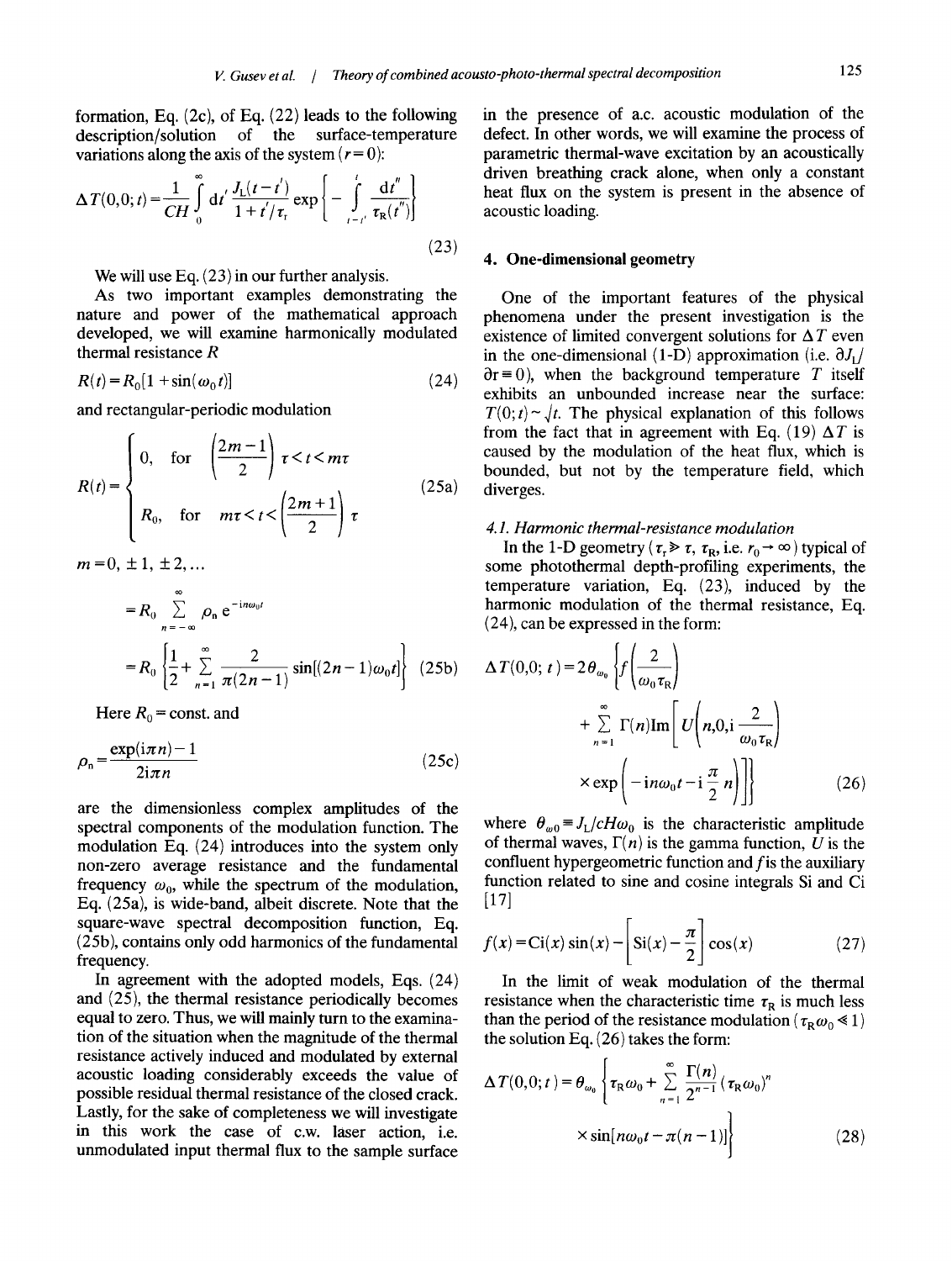formation, Eq. (2c), of Eq. (22) leads to the following description/solution of the surface-temperature variations along the axis of the system ($r=0$):

$$\Delta T(0,0;t)=\frac{1}{CH}\int_0^{\infty} \mathrm{d}t' \frac{J_L(t-t')}{1+t'/\tau_r} \exp\left\{-\int_{t-t'}^{t} \frac{\mathrm{d}t''}{\tau_R(t'')}\right\} \tag{23}$$

We will use Eq. (23) in our further analysis.

As two important examples demonstrating the nature and power of the mathematical approach developed, we will examine harmonically modulated thermal resistance $R$

$$R(t)=R_0[1+\sin(\omega_0 t)] \tag{24}$$

and rectangular-periodic modulation

$$R(t)=\begin{cases} 0, & \text{for} \quad \left(\dfrac{2m-1}{2}\right)\tau<t<m\tau \\ R_0, & \text{for} \quad m\tau<t<\left(\dfrac{2m+1}{2}\right)\tau \end{cases} \tag{25a}$$

$m=0, \pm 1, \pm 2, \ldots$

$$=R_0 \sum_{n=-\infty}^{\infty} \rho_n \, \mathrm{e}^{-\mathrm{i}n\omega_0 t}$$

$$=R_0\left\{\frac{1}{2}+\sum_{n=1}^{\infty} \frac{2}{\pi(2n-1)} \sin[(2n-1)\omega_0 t]\right\} \tag{25b}$$

Here $R_0=$ const. and

$$\rho_n=\frac{\exp(\mathrm{i}\pi n)-1}{2\mathrm{i}\pi n} \tag{25c}$$

are the dimensionless complex amplitudes of the spectral components of the modulation function. The modulation Eq. (24) introduces into the system only non-zero average resistance and the fundamental frequency $\omega_0$, while the spectrum of the modulation, Eq. (25a), is wide-band, albeit discrete. Note that the square-wave spectral decomposition function, Eq. (25b), contains only odd harmonics of the fundamental frequency.

In agreement with the adopted models, Eqs. (24) and (25), the thermal resistance periodically becomes equal to zero. Thus, we will mainly turn to the examination of the situation when the magnitude of the thermal resistance actively induced and modulated by external acoustic loading considerably exceeds the value of possible residual thermal resistance of the closed crack. Lastly, for the sake of completeness we will investigate in this work the case of c.w. laser action, i.e. unmodulated input thermal flux to the sample surface in the presence of a.c. acoustic modulation of the defect. In other words, we will examine the process of parametric thermal-wave excitation by an acoustically driven breathing crack alone, when only a constant heat flux on the system is present in the absence of acoustic loading.

## 4. One-dimensional geometry

One of the important features of the physical phenomena under the present investigation is the existence of limited convergent solutions for $\Delta T$ even in the one-dimensional (1-D) approximation (i.e. $\partial J_L/\partial r \equiv 0$), when the background temperature $T$ itself exhibits an unbounded increase near the surface: $T(0;t)\sim\sqrt{t}$. The physical explanation of this follows from the fact that in agreement with Eq. (19) $\Delta T$ is caused by the modulation of the heat flux, which is bounded, but not by the temperature field, which diverges.

### 4.1. Harmonic thermal-resistance modulation

In the 1-D geometry ($\tau_r \gg \tau$, $\tau_R$, i.e. $r_0\to\infty$) typical of some photothermal depth-profiling experiments, the temperature variation, Eq. (23), induced by the harmonic modulation of the thermal resistance, Eq. (24), can be expressed in the form:

$$\Delta T(0,0;t)=2\theta_{\omega_0}\left\{f\left(\frac{2}{\omega_0\tau_R}\right)+\sum_{n=1}^{\infty}\Gamma(n)\,\mathrm{Im}\left[U\left(n,0,\mathrm{i}\frac{2}{\omega_0\tau_R}\right)\times\exp\left(-\mathrm{i}n\omega_0 t-\mathrm{i}\frac{\pi}{2}n\right)\right]\right\} \tag{26}$$

where $\theta_{\omega 0}\equiv J_L/cH\omega_0$ is the characteristic amplitude of thermal waves, $\Gamma(n)$ is the gamma function, $U$ is the confluent hypergeometric function and $f$ is the auxiliary function related to sine and cosine integrals Si and Ci [17]

$$f(x)=\mathrm{Ci}(x)\sin(x)-\left[\mathrm{Si}(x)-\frac{\pi}{2}\right]\cos(x) \tag{27}$$

In the limit of weak modulation of the thermal resistance when the characteristic time $\tau_R$ is much less than the period of the resistance modulation ($\tau_R\omega_0\ll 1$) the solution Eq. (26) takes the form:

$$\Delta T(0,0;t)=\theta_{\omega_0}\left\{\tau_R\omega_0+\sum_{n=1}^{\infty}\frac{\Gamma(n)}{2^{n-1}}(\tau_R\omega_0)^n\times\sin[n\omega_0 t-\pi(n-1)]\right\} \tag{28}$$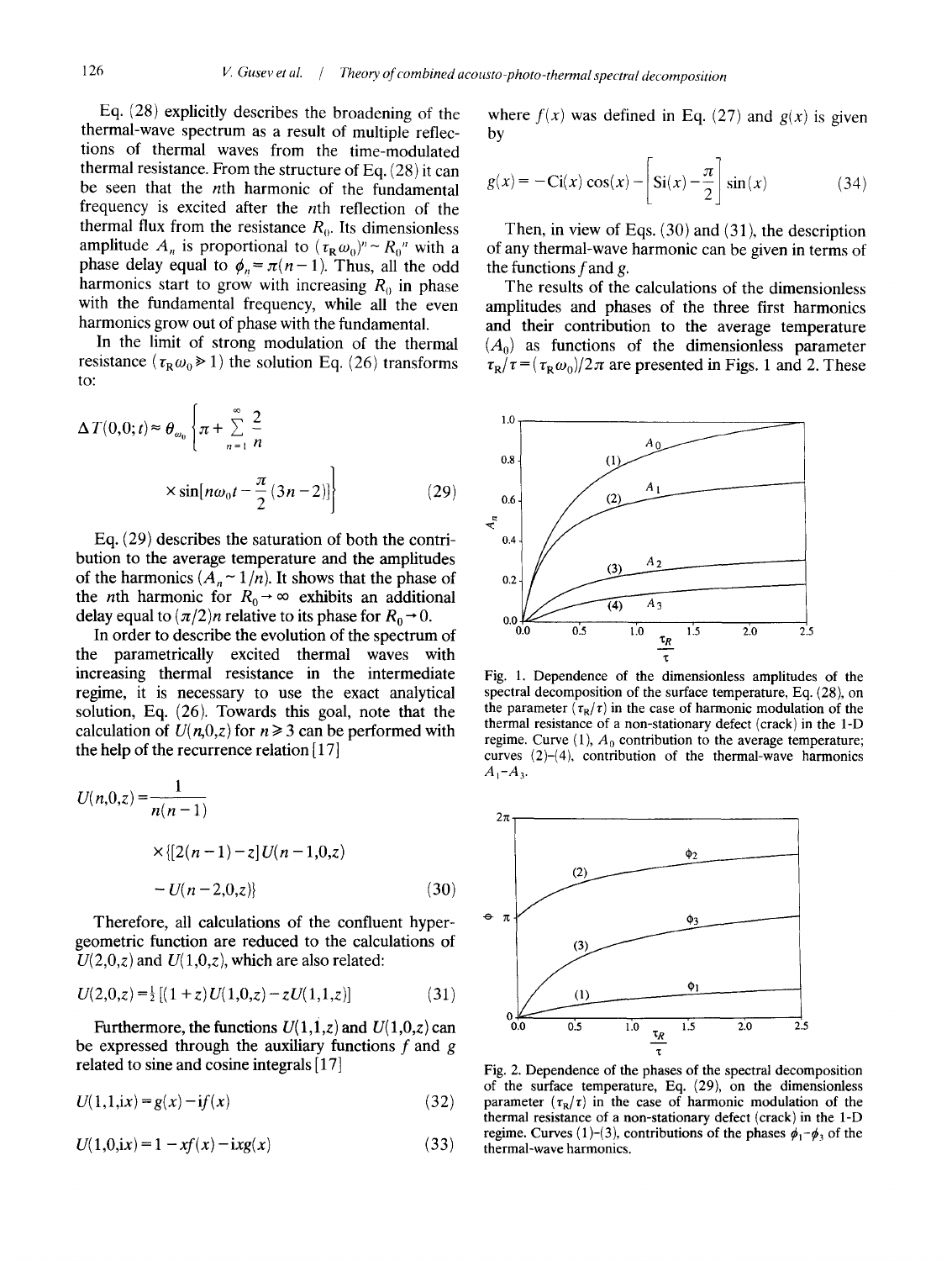Eq. (28) explicitly describes the broadening of the thermal-wave spectrum as a result of multiple reflections of thermal waves from the time-modulated thermal resistance. From the structure of Eq. (28) it can be seen that the $n$th harmonic of the fundamental frequency is excited after the $n$th reflection of the thermal flux from the resistance $R_0$. Its dimensionless amplitude $A_n$ is proportional to $(\tau_R\omega_0)^n \sim R_0{}^n$ with a phase delay equal to $\phi_n = \pi(n-1)$. Thus, all the odd harmonics start to grow with increasing $R_0$ in phase with the fundamental frequency, while all the even harmonics grow out of phase with the fundamental.

In the limit of strong modulation of the thermal resistance ($\tau_R\omega_0 \gg 1$) the solution Eq. (26) transforms to:

$$\Delta T(0,0;t) \approx \theta_{\omega_0}\left\{\pi + \sum_{n=1}^{\infty}\frac{2}{n} \times \sin\left[n\omega_0 t - \frac{\pi}{2}(3n-2)\right]\right\} \qquad (29)$$

Eq. (29) describes the saturation of both the contribution to the average temperature and the amplitudes of the harmonics ($A_n \sim 1/n$). It shows that the phase of the $n$th harmonic for $R_0 \to \infty$ exhibits an additional delay equal to $(\pi/2)n$ relative to its phase for $R_0 \to 0$.

In order to describe the evolution of the spectrum of the parametrically excited thermal waves with increasing thermal resistance in the intermediate regime, it is necessary to use the exact analytical solution, Eq. (26). Towards this goal, note that the calculation of $U(n,0,z)$ for $n \geq 3$ can be performed with the help of the recurrence relation [17]

$$U(n,0,z) = \frac{1}{n(n-1)} \times \{[2(n-1)-z]U(n-1,0,z) - U(n-2,0,z)\} \qquad (30)$$

Therefore, all calculations of the confluent hypergeometric function are reduced to the calculations of $U(2,0,z)$ and $U(1,0,z)$, which are also related:

$$U(2,0,z) = \tfrac{1}{2}\left[(1+z)U(1,0,z) - zU(1,1,z)\right] \qquad (31)$$

Furthermore, the functions $U(1,1,z)$ and $U(1,0,z)$ can be expressed through the auxiliary functions $f$ and $g$ related to sine and cosine integrals [17]

$$U(1,1,\mathrm{i}x) = g(x) - \mathrm{i}f(x) \qquad (32)$$

$$U(1,0,\mathrm{i}x) = 1 - xf(x) - \mathrm{i}xg(x) \qquad (33)$$

where $f(x)$ was defined in Eq. (27) and $g(x)$ is given by

$$g(x) = -\mathrm{Ci}(x)\cos(x) - \left[\mathrm{Si}(x) - \frac{\pi}{2}\right]\sin(x) \qquad (34)$$

Then, in view of Eqs. (30) and (31), the description of any thermal-wave harmonic can be given in terms of the functions $f$ and $g$.

The results of the calculations of the dimensionless amplitudes and phases of the three first harmonics and their contribution to the average temperature ($A_0$) as functions of the dimensionless parameter $\tau_R/\tau = (\tau_R\omega_0)/2\pi$ are presented in Figs. 1 and 2. These

Fig. 1. Dependence of the dimensionless amplitudes of the spectral decomposition of the surface temperature, Eq. (28), on the parameter ($\tau_R/\tau$) in the case of harmonic modulation of the thermal resistance of a non-stationary defect (crack) in the 1-D regime. Curve (1), $A_0$ contribution to the average temperature; curves (2)–(4), contribution of the thermal-wave harmonics $A_1$–$A_3$.

Fig. 2. Dependence of the phases of the spectral decomposition of the surface temperature, Eq. (29), on the dimensionless parameter ($\tau_R/\tau$) in the case of harmonic modulation of the thermal resistance of a non-stationary defect (crack) in the 1-D regime. Curves (1)–(3), contributions of the phases $\phi_1$–$\phi_3$ of the thermal-wave harmonics.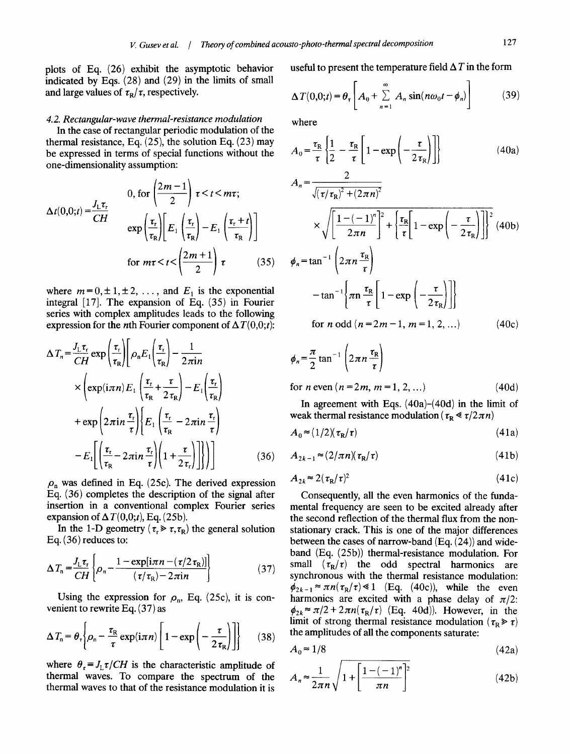plots of Eq. (26) exhibit the asymptotic behavior indicated by Eqs. (28) and (29) in the limits of small and large values of $\tau_R/\tau$, respectively.

### 4.2. Rectangular-wave thermal-resistance modulation

In the case of rectangular periodic modulation of the thermal resistance, Eq. (25), the solution Eq. (23) may be expressed in terms of special functions without the one-dimensionality assumption:

$$\Delta t(0,0;t) = \frac{J_L \tau_r}{CH} \begin{cases} 0, \text{ for } \left(\dfrac{2m-1}{2}\right)\tau < t < m\tau; \\ \exp\left(\dfrac{\tau_r}{\tau_R}\right)\left[E_1\left(\dfrac{\tau_r}{\tau_R}\right) - E_1\left(\dfrac{\tau_r + t}{\tau_R}\right)\right] \\ \text{for } m\tau < t < \left(\dfrac{2m+1}{2}\right)\tau \end{cases} \tag{35}$$

where $m = 0, \pm 1, \pm 2, \ldots$, and $E_1$ is the exponential integral [17]. The expansion of Eq. (35) in Fourier series with complex amplitudes leads to the following expression for the $n$th Fourier component of $\Delta T(0,0;t)$:

$$\Delta T_n = \frac{J_L \tau_r}{CH} \exp\left(\frac{\tau_r}{\tau_R}\right)\left[\rho_n E_1\left(\frac{\tau_r}{\tau_R}\right) - \frac{1}{2\pi i n} \times \left(\exp(i\pi n) E_1\left(\frac{\tau_r}{\tau_R} + \frac{\tau}{2\tau_R}\right) - E_1\left(\frac{\tau_r}{\tau_R}\right) + \exp\left(2\pi i n \frac{\tau_r}{\tau}\right)\left\{E_1\left(\frac{\tau_r}{\tau_R} - 2\pi i n \frac{\tau_r}{\tau}\right) - E_1\left[\left(\frac{\tau_r}{\tau_R} - 2\pi i n \frac{\tau_r}{\tau}\right)\left(1 + \frac{\tau}{2\tau_r}\right)\right]\right\}\right)\right] \tag{36}$$

$\rho_n$ was defined in Eq. (25c). The derived expression Eq. (36) completes the description of the signal after insertion in a conventional complex Fourier series expansion of $\Delta T(0,0;t)$, Eq. (25b).

In the 1-D geometry ($\tau_r \gg \tau, \tau_R$) the general solution Eq. (36) reduces to:

$$\Delta T_n = \frac{J_L \tau_r}{CH}\left\{\rho_n - \frac{1 - \exp[i\pi n - (\tau/2\tau_R)]}{(\tau/\tau_R) - 2\pi i n}\right\} \tag{37}$$

Using the expression for $\rho_n$, Eq. (25c), it is convenient to rewrite Eq. (37) as

$$\Delta T_n = \theta_\tau\left\{\rho_n - \frac{\tau_R}{\tau}\exp(i\pi n)\left[1 - \exp\left(-\frac{\tau}{2\tau_R}\right)\right]\right\} \tag{38}$$

where $\theta_\tau \equiv J_L \tau / CH$ is the characteristic amplitude of thermal waves. To compare the spectrum of the thermal waves to that of the resistance modulation it is useful to present the temperature field $\Delta T$ in the form

$$\Delta T(0,0;t) = \theta_\tau\left[A_0 + \sum_{n=1}^{\infty} A_n \sin(n\omega_0 t - \phi_n)\right] \tag{39}$$

where

$$A_0 = \frac{\tau_R}{\tau}\left\{\frac{1}{2} - \frac{\tau_R}{\tau}\left[1 - \exp\left(-\frac{\tau}{2\tau_R}\right)\right]\right\} \tag{40a}$$

$$A_n = \frac{2}{\sqrt{(\tau/\tau_R)^2 + (2\pi n)^2}} \times \sqrt{\left[\frac{1-(-1)^n}{2\pi n}\right]^2 + \left\{\frac{\tau_R}{\tau}\left[1 - \exp\left(-\frac{\tau}{2\tau_R}\right)\right]\right\}^2} \tag{40b}$$

$$\phi_n = \tan^{-1}\left(2\pi n \frac{\tau_R}{\tau}\right) - \tan^{-1}\left\{\pi n \frac{\tau_R}{\tau}\left[1 - \exp\left(-\frac{\tau}{2\tau_R}\right)\right]\right\}$$

$$\text{for } n \text{ odd } (n = 2m-1,\ m = 1, 2, \ldots) \tag{40c}$$

$$\phi_n = \frac{\pi}{2} \tan^{-1}\left(2\pi n \frac{\tau_R}{\tau}\right)$$

$$\text{for } n \text{ even } (n = 2m,\ m = 1, 2, \ldots) \tag{40d}$$

In agreement with Eqs. (40a)–(40d) in the limit of weak thermal resistance modulation ($\tau_R \ll \tau/2\pi n$)

$$A_0 \approx (1/2)(\tau_R/\tau) \tag{41a}$$

$$A_{2k-1} \approx (2/\pi n)(\tau_R/\tau) \tag{41b}$$

$$A_{2k} \approx 2(\tau_R/\tau)^2 \tag{41c}$$

Consequently, all the even harmonics of the fundamental frequency are seen to be excited already after the second reflection of the thermal flux from the non-stationary crack. This is one of the major differences between the cases of narrow-band (Eq. (24)) and wide-band (Eq. (25b)) thermal-resistance modulation. For small ($\tau_R/\tau$) the odd spectral harmonics are synchronous with the thermal resistance modulation: $\phi_{2k-1} \approx \pi n(\tau_R/\tau) \ll 1$ (Eq. (40c)), while the even harmonics are excited with a phase delay of $\pi/2$: $\phi_{2k} \approx \pi/2 + 2\pi n(\tau_R/\tau)$ (Eq. 40d)). However, in the limit of strong thermal resistance modulation ($\tau_R \gg \tau$) the amplitudes of all the components saturate:

$$A_0 \approx 1/8 \tag{42a}$$

$$A_n \approx \frac{1}{2\pi n}\sqrt{1 + \left[\frac{1-(-1)^n}{\pi n}\right]^2} \tag{42b}$$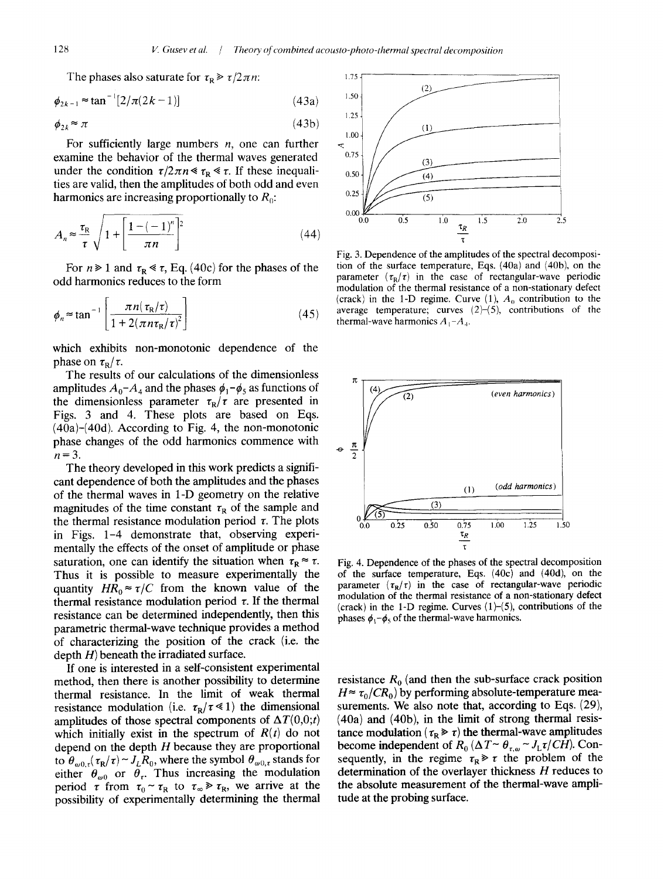The phases also saturate for $\tau_R \gg \tau/2\pi n$:

$$\phi_{2k-1} \approx \tan^{-1}[2/\pi(2k-1)] \tag{43a}$$

$$\phi_{2k} \approx \pi \tag{43b}$$

For sufficiently large numbers $n$, one can further examine the behavior of the thermal waves generated under the condition $\tau/2\pi n \ll \tau_R \ll \tau$. If these inequalities are valid, then the amplitudes of both odd and even harmonics are increasing proportionally to $R_0$:

$$A_n \approx \frac{\tau_R}{\tau}\sqrt{1+\left[\frac{1-(-1)^n}{\pi n}\right]^2} \tag{44}$$

For $n \gg 1$ and $\tau_R \ll \tau$, Eq. (40c) for the phases of the odd harmonics reduces to the form

$$\phi_n \approx \tan^{-1}\left[\frac{\pi n(\tau_R/\tau)}{1+2(\pi n \tau_R/\tau)^2}\right] \tag{45}$$

which exhibits non-monotonic dependence of the phase on $\tau_R/\tau$.

The results of our calculations of the dimensionless amplitudes $A_0$–$A_4$ and the phases $\phi_1$–$\phi_5$ as functions of the dimensionless parameter $\tau_R/\tau$ are presented in Figs. 3 and 4. These plots are based on Eqs. (40a)–(40d). According to Fig. 4, the non-monotonic phase changes of the odd harmonics commence with $n=3$.

The theory developed in this work predicts a significant dependence of both the amplitudes and the phases of the thermal waves in 1-D geometry on the relative magnitudes of the time constant $\tau_R$ of the sample and the thermal resistance modulation period $\tau$. The plots in Figs. 1–4 demonstrate that, observing experimentally the effects of the onset of amplitude or phase saturation, one can identify the situation when $\tau_R \approx \tau$. Thus it is possible to measure experimentally the quantity $HR_0 \approx \tau/C$ from the known value of the thermal resistance modulation period $\tau$. If the thermal resistance can be determined independently, then this parametric thermal-wave technique provides a method of characterizing the position of the crack (i.e. the depth $H$) beneath the irradiated surface.

If one is interested in a self-consistent experimental method, then there is another possibility to determine thermal resistance. In the limit of weak thermal resistance modulation (i.e. $\tau_R/\tau \ll 1$) the dimensional amplitudes of those spectral components of $\Delta T(0,0;t)$ which initially exist in the spectrum of $R(t)$ do not depend on the depth $H$ because they are proportional to $\theta_{\omega 0,\tau}(\tau_R/\tau) \sim J_L R_0$, where the symbol $\theta_{\omega 0,\tau}$ stands for either $\theta_{\omega 0}$ or $\theta_\tau$. Thus increasing the modulation period $\tau$ from $\tau_0 \sim \tau_R$ to $\tau_\infty \gg \tau_R$, we arrive at the possibility of experimentally determining the thermal resistance $R_0$ (and then the sub-surface crack position $H \approx \tau_0/CR_0$) by performing absolute-temperature measurements. We also note that, according to Eqs. (29), (40a) and (40b), in the limit of strong thermal resistance modulation ($\tau_R \gg \tau$) the thermal-wave amplitudes become independent of $R_0$ ($\Delta T \sim \theta_{\tau,\omega} \sim J_L \tau/CH$). Consequently, in the regime $\tau_R \gg \tau$ the problem of the determination of the overlayer thickness $H$ reduces to the absolute measurement of the thermal-wave amplitude at the probing surface.

Fig. 3. Dependence of the amplitudes of the spectral decomposition of the surface temperature, Eqs. (40a) and (40b), on the parameter $(\tau_R/\tau)$ in the case of rectangular-wave periodic modulation of the thermal resistance of a non-stationary defect (crack) in the 1-D regime. Curve (1), $A_0$ contribution to the average temperature; curves (2)–(5), contributions of the thermal-wave harmonics $A_1$–$A_4$.

Fig. 4. Dependence of the phases of the spectral decomposition of the surface temperature, Eqs. (40c) and (40d), on the parameter $(\tau_R/\tau)$ in the case of rectangular-wave periodic modulation of the thermal resistance of a non-stationary defect (crack) in the 1-D regime. Curves (1)–(5), contributions of the phases $\phi_1$–$\phi_5$ of the thermal-wave harmonics.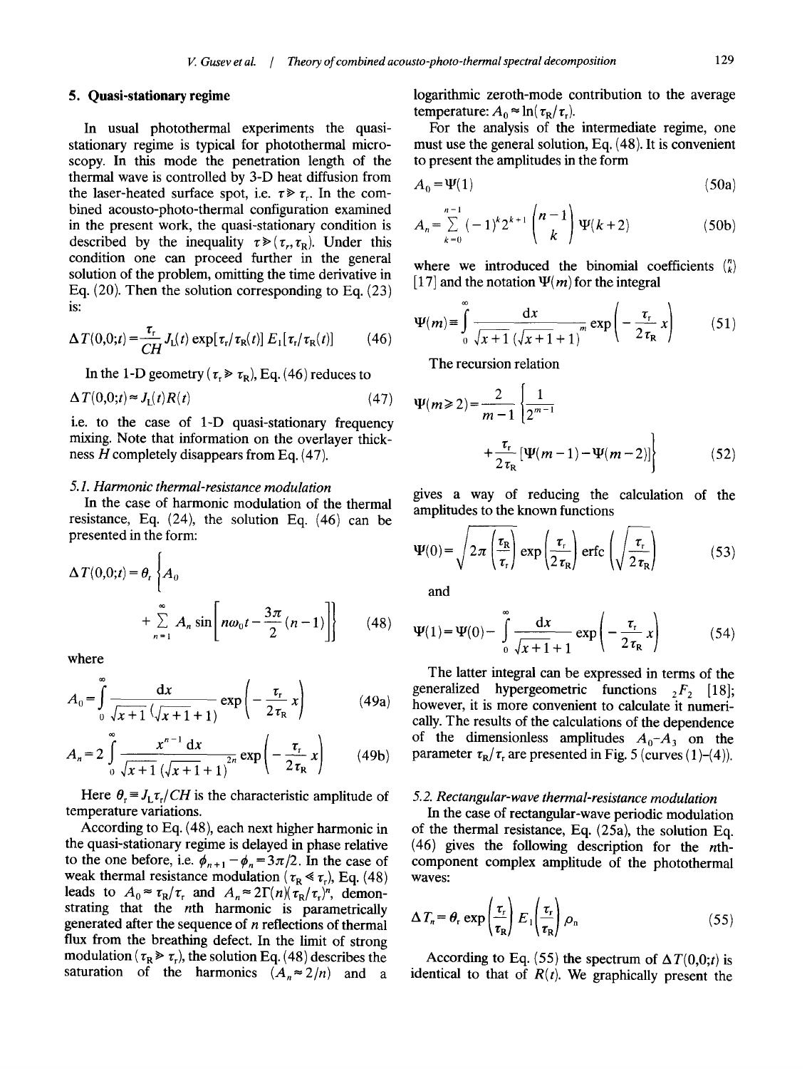## 5. Quasi-stationary regime

In usual photothermal experiments the quasi-stationary regime is typical for photothermal microscopy. In this mode the penetration length of the thermal wave is controlled by 3-D heat diffusion from the laser-heated surface spot, i.e. $\tau \gg \tau_r$. In the combined acousto-photo-thermal configuration examined in the present work, the quasi-stationary condition is described by the inequality $\tau \gg (\tau_r, \tau_R)$. Under this condition one can proceed further in the general solution of the problem, omitting the time derivative in Eq. (20). Then the solution corresponding to Eq. (23) is:

$$\Delta T(0,0;t) = \frac{\tau_r}{CH} J_L(t) \exp[\tau_r/\tau_R(t)]\, E_1[\tau_r/\tau_R(t)] \tag{46}$$

In the 1-D geometry ($\tau_r \gg \tau_R$), Eq. (46) reduces to

$$\Delta T(0,0;t) \approx J_L(t) R(t) \tag{47}$$

i.e. to the case of 1-D quasi-stationary frequency mixing. Note that information on the overlayer thickness $H$ completely disappears from Eq. (47).

### 5.1. Harmonic thermal-resistance modulation

In the case of harmonic modulation of the thermal resistance, Eq. (24), the solution Eq. (46) can be presented in the form:

$$\Delta T(0,0;t) = \theta_r \left\{ A_0 + \sum_{n=1}^{\infty} A_n \sin\left[ n\omega_0 t - \frac{3\pi}{2}(n-1) \right] \right\} \tag{48}$$

where

$$A_0 = \int_0^{\infty} \frac{\mathrm{d}x}{\sqrt{x+1}\,(\sqrt{x+1}+1)} \exp\left( -\frac{\tau_r}{2\tau_R} x \right) \tag{49a}$$

$$A_n = 2 \int_0^{\infty} \frac{x^{n-1}\,\mathrm{d}x}{\sqrt{x+1}\,(\sqrt{x+1}+1)^{2n}} \exp\left( -\frac{\tau_r}{2\tau_R} x \right) \tag{49b}$$

Here $\theta_r \equiv J_L \tau_r / CH$ is the characteristic amplitude of temperature variations.

According to Eq. (48), each next higher harmonic in the quasi-stationary regime is delayed in phase relative to the one before, i.e. $\phi_{n+1} - \phi_n = 3\pi/2$. In the case of weak thermal resistance modulation ($\tau_R \ll \tau_r$), Eq. (48) leads to $A_0 \approx \tau_R/\tau_r$ and $A_n \approx 2\Gamma(n)(\tau_R/\tau_r)^n$, demonstrating that the $n$th harmonic is parametrically generated after the sequence of $n$ reflections of thermal flux from the breathing defect. In the limit of strong modulation ($\tau_R \gg \tau_r$), the solution Eq. (48) describes the saturation of the harmonics ($A_n \approx 2/n$) and a logarithmic zeroth-mode contribution to the average temperature: $A_0 \approx \ln(\tau_R/\tau_r)$.

For the analysis of the intermediate regime, one must use the general solution, Eq. (48). It is convenient to present the amplitudes in the form

$$A_0 = \Psi(1) \tag{50a}$$

$$A_n = \sum_{k=0}^{n-1} (-1)^k 2^{k+1} \binom{n-1}{k} \Psi(k+2) \tag{50b}$$

where we introduced the binomial coefficients $\binom{n}{k}$ [17] and the notation $\Psi(m)$ for the integral

$$\Psi(m) \equiv \int_0^{\infty} \frac{\mathrm{d}x}{\sqrt{x+1}\,(\sqrt{x+1}+1)^m} \exp\left( -\frac{\tau_r}{2\tau_R} x \right) \tag{51}$$

The recursion relation

$$\Psi(m \geq 2) = \frac{2}{m-1} \left\{ \frac{1}{2^{m-1}} + \frac{\tau_r}{2\tau_R} [\Psi(m-1) - \Psi(m-2)] \right\} \tag{52}$$

gives a way of reducing the calculation of the amplitudes to the known functions

$$\Psi(0) = \sqrt{2\pi \left( \frac{\tau_R}{\tau_r} \right)} \exp\left( \frac{\tau_r}{2\tau_R} \right) \operatorname{erfc}\left( \sqrt{\frac{\tau_r}{2\tau_R}} \right) \tag{53}$$

and

$$\Psi(1) = \Psi(0) - \int_0^{\infty} \frac{\mathrm{d}x}{\sqrt{x+1}+1} \exp\left( -\frac{\tau_r}{2\tau_R} x \right) \tag{54}$$

The latter integral can be expressed in terms of the generalized hypergeometric functions ${}_2F_2$ [18]; however, it is more convenient to calculate it numerically. The results of the calculations of the dependence of the dimensionless amplitudes $A_0$–$A_3$ on the parameter $\tau_R/\tau_r$ are presented in Fig. 5 (curves (1)–(4)).

### 5.2. Rectangular-wave thermal-resistance modulation

In the case of rectangular-wave periodic modulation of the thermal resistance, Eq. (25a), the solution Eq. (46) gives the following description for the $n$th-component complex amplitude of the photothermal waves:

$$\Delta T_n = \theta_r \exp\left( \frac{\tau_r}{\tau_R} \right) E_1\left( \frac{\tau_r}{\tau_R} \right) \rho_n \tag{55}$$

According to Eq. (55) the spectrum of $\Delta T(0,0;t)$ is identical to that of $R(t)$. We graphically present the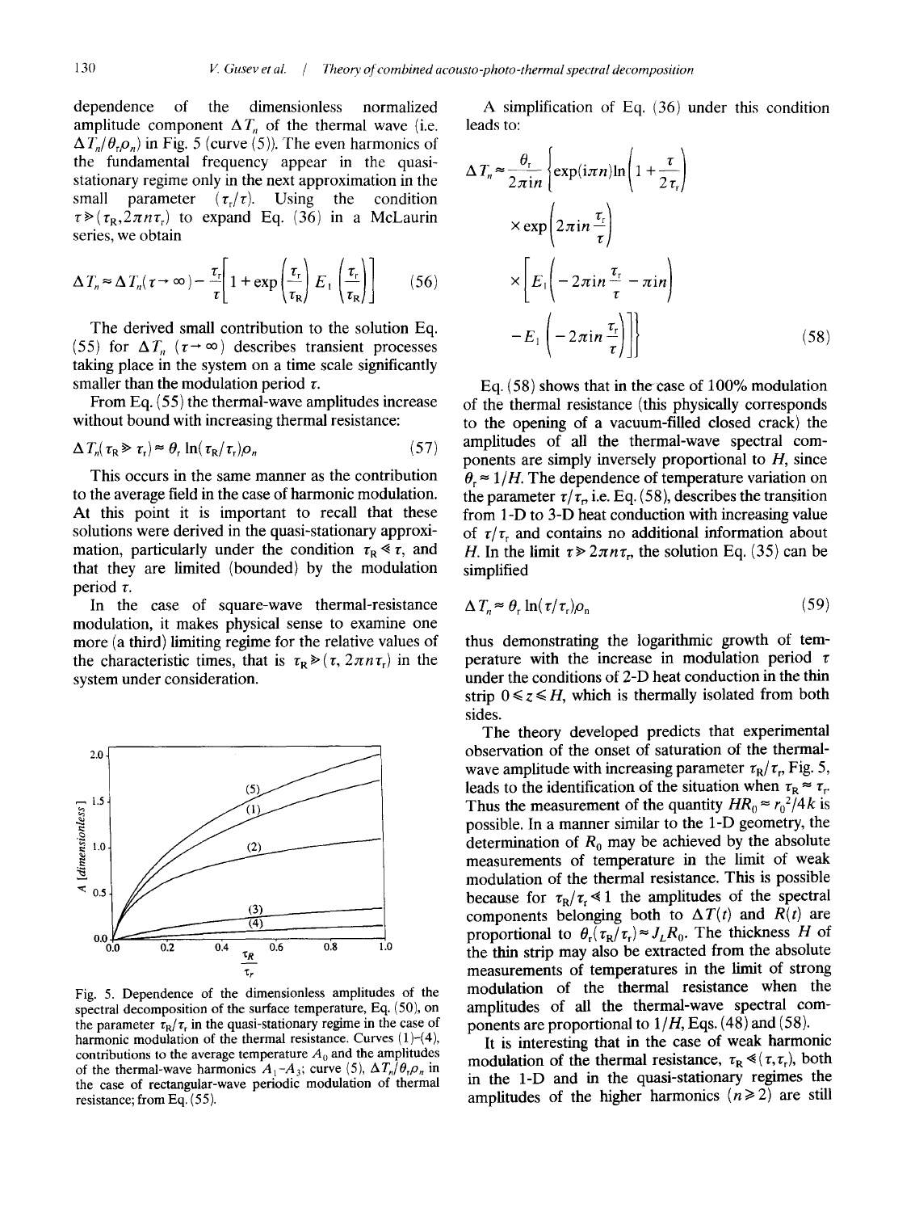dependence of the dimensionless normalized amplitude component $\Delta T_n$ of the thermal wave (i.e. $\Delta T_n/\theta_r\rho_n$) in Fig. 5 (curve (5)). The even harmonics of the fundamental frequency appear in the quasi-stationary regime only in the next approximation in the small parameter $(\tau_r/\tau)$. Using the condition $\tau \gg (\tau_R, 2\pi n\tau_r)$ to expand Eq. (36) in a McLaurin series, we obtain

$$\Delta T_n \approx \Delta T_n(\tau\rightarrow\infty) - \frac{\tau_r}{\tau}\left[1+\exp\left(\frac{\tau_r}{\tau_R}\right)E_1\left(\frac{\tau_r}{\tau_R}\right)\right] \tag{56}$$

The derived small contribution to the solution Eq. (55) for $\Delta T_n$ $(\tau\rightarrow\infty)$ describes transient processes taking place in the system on a time scale significantly smaller than the modulation period $\tau$.

From Eq. (55) the thermal-wave amplitudes increase without bound with increasing thermal resistance:

$$\Delta T_n(\tau_R \gg \tau_r) \approx \theta_r \ln(\tau_R/\tau_r)\rho_n \tag{57}$$

This occurs in the same manner as the contribution to the average field in the case of harmonic modulation. At this point it is important to recall that these solutions were derived in the quasi-stationary approximation, particularly under the condition $\tau_R \ll \tau$, and that they are limited (bounded) by the modulation period $\tau$.

In the case of square-wave thermal-resistance modulation, it makes physical sense to examine one more (a third) limiting regime for the relative values of the characteristic times, that is $\tau_R \gg (\tau, 2\pi n\tau_r)$ in the system under consideration.

Fig. 5. Dependence of the dimensionless amplitudes of the spectral decomposition of the surface temperature, Eq. (50), on the parameter $\tau_R/\tau_r$ in the quasi-stationary regime in the case of harmonic modulation of the thermal resistance. Curves (1)–(4), contributions to the average temperature $A_0$ and the amplitudes of the thermal-wave harmonics $A_1$–$A_3$; curve (5), $\Delta T_n/\theta_r\rho_n$ in the case of rectangular-wave periodic modulation of thermal resistance; from Eq. (55).

A simplification of Eq. (36) under this condition leads to:

$$\Delta T_n \approx \frac{\theta_r}{2\pi i n}\left\{\exp(i\pi n)\ln\left(1+\frac{\tau}{2\tau_r}\right)\right.$$
$$\times \exp\left(2\pi i n\frac{\tau_r}{\tau}\right)$$
$$\times\left[E_1\left(-2\pi i n\frac{\tau_r}{\tau}-\pi i n\right)\right.$$
$$\left.\left.-E_1\left(-2\pi i n\frac{\tau_r}{\tau}\right)\right]\right\} \tag{58}$$

Eq. (58) shows that in the case of 100% modulation of the thermal resistance (this physically corresponds to the opening of a vacuum-filled closed crack) the amplitudes of all the thermal-wave spectral components are simply inversely proportional to $H$, since $\theta_r \approx 1/H$. The dependence of temperature variation on the parameter $\tau/\tau_r$, i.e. Eq. (58), describes the transition from 1-D to 3-D heat conduction with increasing value of $\tau/\tau_r$ and contains no additional information about $H$. In the limit $\tau \gg 2\pi n\tau_r$, the solution Eq. (35) can be simplified

$$\Delta T_n \approx \theta_r \ln(\tau/\tau_r)\rho_n \tag{59}$$

thus demonstrating the logarithmic growth of temperature with the increase in modulation period $\tau$ under the conditions of 2-D heat conduction in the thin strip $0 \leqslant z \leqslant H$, which is thermally isolated from both sides.

The theory developed predicts that experimental observation of the onset of saturation of the thermal-wave amplitude with increasing parameter $\tau_R/\tau_r$, Fig. 5, leads to the identification of the situation when $\tau_R \approx \tau_r$. Thus the measurement of the quantity $HR_0 \approx r_0^2/4k$ is possible. In a manner similar to the 1-D geometry, the determination of $R_0$ may be achieved by the absolute measurements of temperature in the limit of weak modulation of the thermal resistance. This is possible because for $\tau_R/\tau_r \ll 1$ the amplitudes of the spectral components belonging both to $\Delta T(t)$ and $R(t)$ are proportional to $\theta_r(\tau_R/\tau_r) \approx J_L R_0$. The thickness $H$ of the thin strip may also be extracted from the absolute measurements of temperatures in the limit of strong modulation of the thermal resistance when the amplitudes of all the thermal-wave spectral components are proportional to $1/H$, Eqs. (48) and (58).

It is interesting that in the case of weak harmonic modulation of the thermal resistance, $\tau_R \ll (\tau, \tau_r)$, both in the 1-D and in the quasi-stationary regimes the amplitudes of the higher harmonics $(n \geqslant 2)$ are still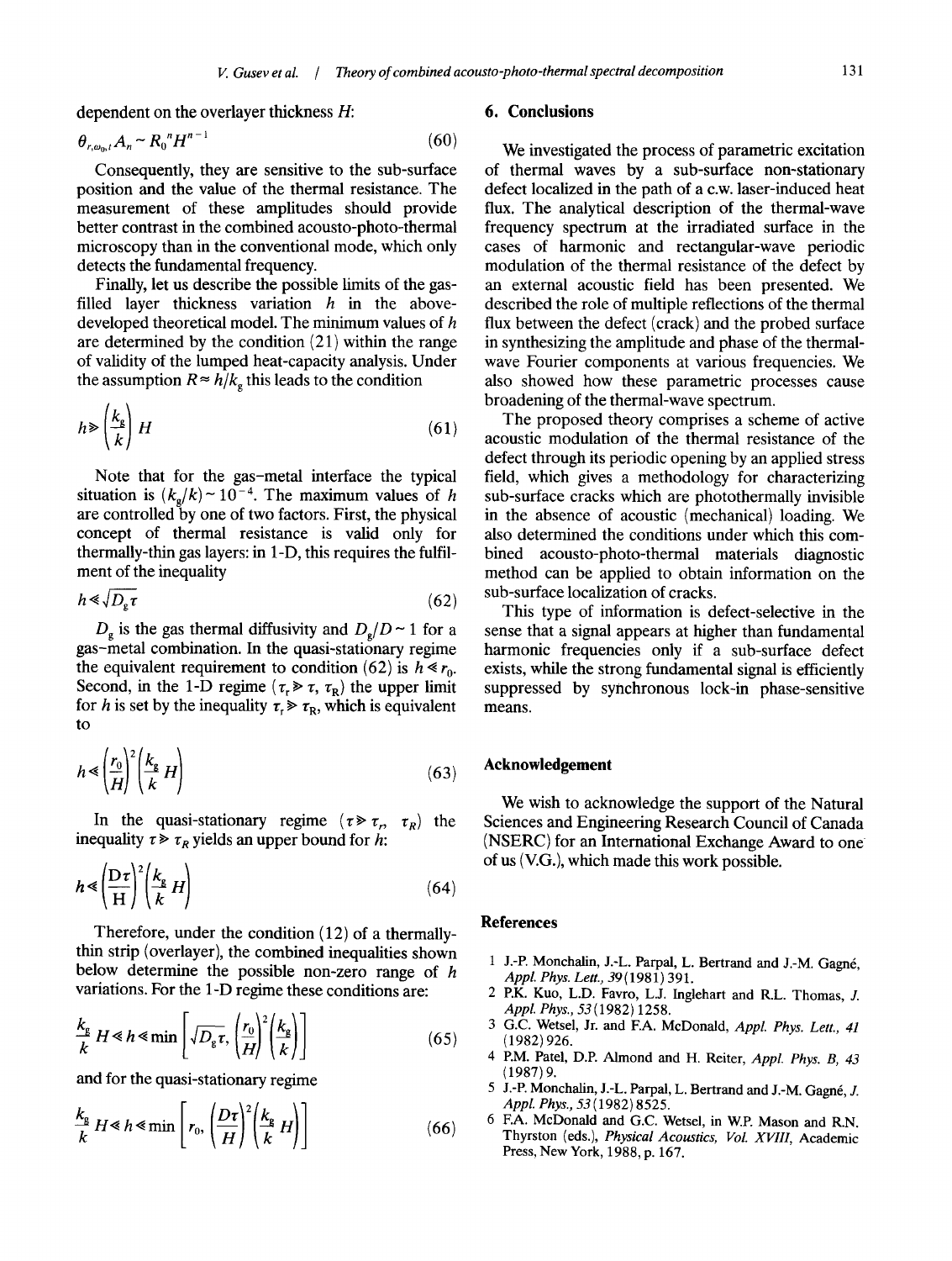dependent on the overlayer thickness $H$:

$$\theta_{r,\omega_0,t} A_n \sim R_0^n H^{n-1} \tag{60}$$

Consequently, they are sensitive to the sub-surface position and the value of the thermal resistance. The measurement of these amplitudes should provide better contrast in the combined acousto-photo-thermal microscopy than in the conventional mode, which only detects the fundamental frequency.

Finally, let us describe the possible limits of the gas-filled layer thickness variation $h$ in the above-developed theoretical model. The minimum values of $h$ are determined by the condition (21) within the range of validity of the lumped heat-capacity analysis. Under the assumption $R \approx h/k_g$ this leads to the condition

$$h \gg \left(\frac{k_g}{k}\right) H \tag{61}$$

Note that for the gas–metal interface the typical situation is $(k_g/k) \sim 10^{-4}$. The maximum values of $h$ are controlled by one of two factors. First, the physical concept of thermal resistance is valid only for thermally-thin gas layers: in 1-D, this requires the fulfilment of the inequality

$$h \ll \sqrt{D_g \tau} \tag{62}$$

$D_g$ is the gas thermal diffusivity and $D_g/D \sim 1$ for a gas–metal combination. In the quasi-stationary regime the equivalent requirement to condition (62) is $h \ll r_0$. Second, in the 1-D regime ($\tau_r \gg \tau, \tau_R$) the upper limit for $h$ is set by the inequality $\tau_r \gg \tau_R$, which is equivalent to

$$h \ll \left(\frac{r_0}{H}\right)^2 \left(\frac{k_g}{k} H\right) \tag{63}$$

In the quasi-stationary regime ($\tau \gg \tau_r, \tau_R$) the inequality $\tau \gg \tau_R$ yields an upper bound for $h$:

$$h \ll \left(\frac{D\tau}{H}\right)^2 \left(\frac{k_g}{k} H\right) \tag{64}$$

Therefore, under the condition (12) of a thermally-thin strip (overlayer), the combined inequalities shown below determine the possible non-zero range of $h$ variations. For the 1-D regime these conditions are:

$$\frac{k_g}{k} H \ll h \ll \min\left[\sqrt{D_g \tau}, \left(\frac{r_0}{H}\right)^2 \left(\frac{k_g}{k}\right)\right] \tag{65}$$

and for the quasi-stationary regime

$$\frac{k_g}{k} H \ll h \ll \min\left[r_0, \left(\frac{D\tau}{H}\right)^2 \left(\frac{k_g}{k} H\right)\right] \tag{66}$$

## 6. Conclusions

We investigated the process of parametric excitation of thermal waves by a sub-surface non-stationary defect localized in the path of a c.w. laser-induced heat flux. The analytical description of the thermal-wave frequency spectrum at the irradiated surface in the cases of harmonic and rectangular-wave periodic modulation of the thermal resistance of the defect by an external acoustic field has been presented. We described the role of multiple reflections of the thermal flux between the defect (crack) and the probed surface in synthesizing the amplitude and phase of the thermal-wave Fourier components at various frequencies. We also showed how these parametric processes cause broadening of the thermal-wave spectrum.

The proposed theory comprises a scheme of active acoustic modulation of the thermal resistance of the defect through its periodic opening by an applied stress field, which gives a methodology for characterizing sub-surface cracks which are photothermally invisible in the absence of acoustic (mechanical) loading. We also determined the conditions under which this combined acousto-photo-thermal materials diagnostic method can be applied to obtain information on the sub-surface localization of cracks.

This type of information is defect-selective in the sense that a signal appears at higher than fundamental harmonic frequencies only if a sub-surface defect exists, while the strong fundamental signal is efficiently suppressed by synchronous lock-in phase-sensitive means.

## Acknowledgement

We wish to acknowledge the support of the Natural Sciences and Engineering Research Council of Canada (NSERC) for an International Exchange Award to one of us (V.G.), which made this work possible.

## References

1. J.-P. Monchalin, J.-L. Parpal, L. Bertrand and J.-M. Gagné, *Appl. Phys. Lett.*, *39* (1981) 391.
2. P.K. Kuo, L.D. Favro, L.J. Inglehart and R.L. Thomas, *J. Appl. Phys.*, *53* (1982) 1258.
3. G.C. Wetsel, Jr. and F.A. McDonald, *Appl. Phys. Lett.*, *41* (1982) 926.
4. P.M. Patel, D.P. Almond and H. Reiter, *Appl. Phys. B*, *43* (1987) 9.
5. J.-P. Monchalin, J.-L. Parpal, L. Bertrand and J.-M. Gagné, *J. Appl. Phys.*, *53* (1982) 8525.
6. F.A. McDonald and G.C. Wetsel, in W.P. Mason and R.N. Thyrston (eds.), *Physical Acoustics, Vol. XVIII*, Academic Press, New York, 1988, p. 167.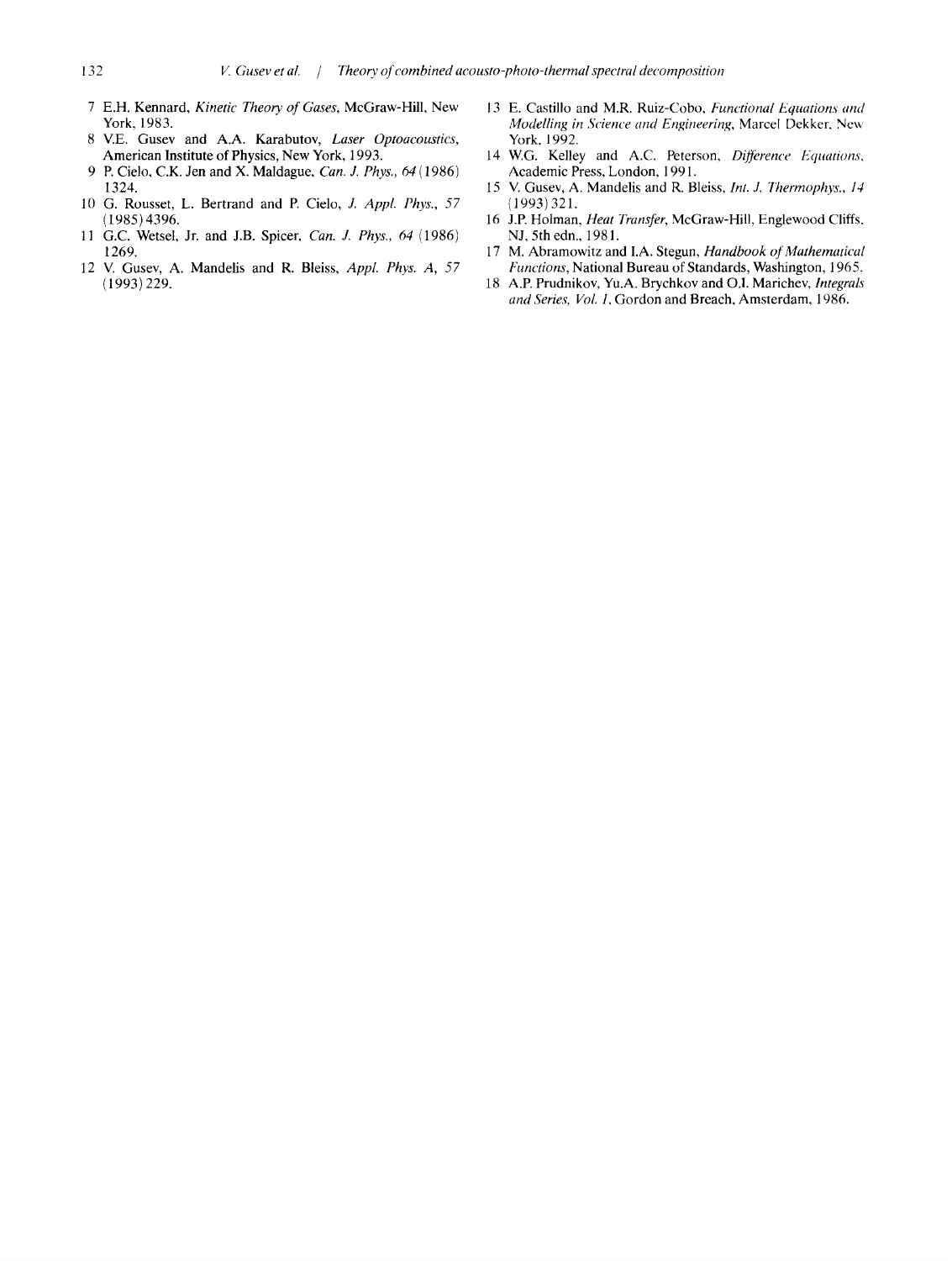7 E.H. Kennard, *Kinetic Theory of Gases*, McGraw-Hill, New York, 1983.

8 V.E. Gusev and A.A. Karabutov, *Laser Optoacoustics*, American Institute of Physics, New York, 1993.

9 P. Cielo, C.K. Jen and X. Maldague, *Can. J. Phys., 64* (1986) 1324.

10 G. Rousset, L. Bertrand and P. Cielo, *J. Appl. Phys., 57* (1985) 4396.

11 G.C. Wetsel, Jr. and J.B. Spicer, *Can. J. Phys., 64* (1986) 1269.

12 V. Gusev, A. Mandelis and R. Bleiss, *Appl. Phys. A, 57* (1993) 229.

13 E. Castillo and M.R. Ruiz-Cobo, *Functional Equations and Modelling in Science and Engineering*, Marcel Dekker, New York, 1992.

14 W.G. Kelley and A.C. Peterson, *Difference Equations*, Academic Press, London, 1991.

15 V. Gusev, A. Mandelis and R. Bleiss, *Int. J. Thermophys., 14* (1993) 321.

16 J.P. Holman, *Heat Transfer*, McGraw-Hill, Englewood Cliffs, NJ, 5th edn., 1981.

17 M. Abramowitz and I.A. Stegun, *Handbook of Mathematical Functions*, National Bureau of Standards, Washington, 1965.

18 A.P. Prudnikov, Yu.A. Brychkov and O.I. Marichev, *Integrals and Series, Vol. 1*, Gordon and Breach, Amsterdam, 1986.